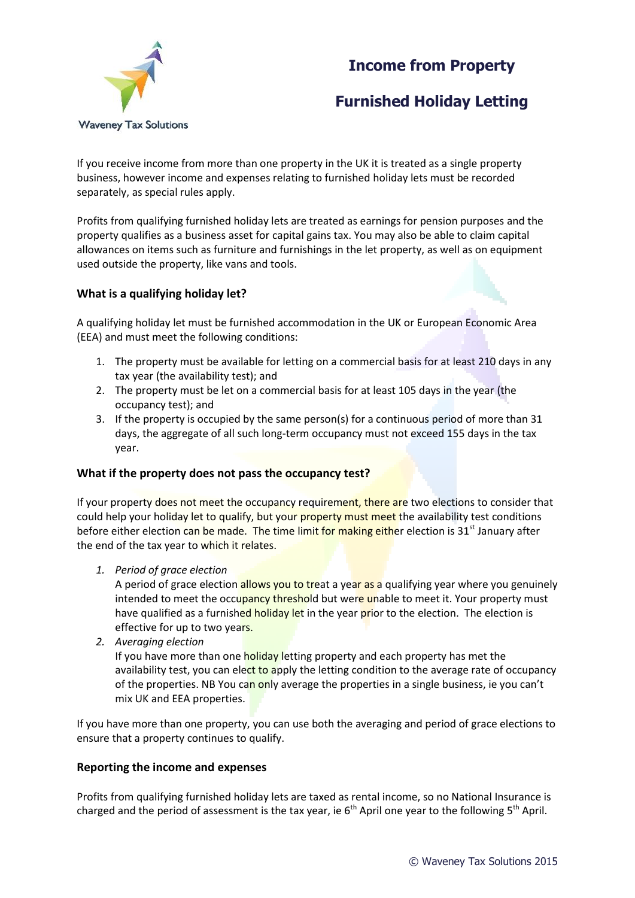Waveney Tax Solutions

# Income from Property

# Furnished Holiday Letting

If you receive income from more than one property in the UK it is treated as a single property business, however income and expenses relating to furnished holiday lets must be recorded separately, as special rules apply.

Profits from qualifying furnished holiday lets are treated as earnings for pension purposes and the property qualifies as a business asset for capital gains tax. You may also be able to claim capital allowances on items such as furniture and furnishings in the let property, as well as on equipment used outside the property, like vans and tools.

### What is a qualifying holiday let?

A qualifying holiday let must be furnished accommodation in the UK or European Economic Area (EEA) and must meet the following conditions:

1. The property must be available for letting on a commercial basis for at least 210 days in any tax year (the availability test); and
2. The property must be let on a commercial basis for at least 105 days in the year (the occupancy test); and
3. If the property is occupied by the same person(s) for a continuous period of more than 31 days, the aggregate of all such long-term occupancy must not exceed 155 days in the tax year.

### What if the property does not pass the occupancy test?

If your property does not meet the occupancy requirement, there are two elections to consider that could help your holiday let to qualify, but your property must meet the availability test conditions before either election can be made. The time limit for making either election is 31st January after the end of the tax year to which it relates.

1. *Period of grace election*
   A period of grace election allows you to treat a year as a qualifying year where you genuinely intended to meet the occupancy threshold but were unable to meet it. Your property must have qualified as a furnished holiday let in the year prior to the election. The election is effective for up to two years.
2. *Averaging election*
   If you have more than one holiday letting property and each property has met the availability test, you can elect to apply the letting condition to the average rate of occupancy of the properties. NB You can only average the properties in a single business, ie you can't mix UK and EEA properties.

If you have more than one property, you can use both the averaging and period of grace elections to ensure that a property continues to qualify.

### Reporting the income and expenses

Profits from qualifying furnished holiday lets are taxed as rental income, so no National Insurance is charged and the period of assessment is the tax year, ie 6th April one year to the following 5th April.

© Waveney Tax Solutions 2015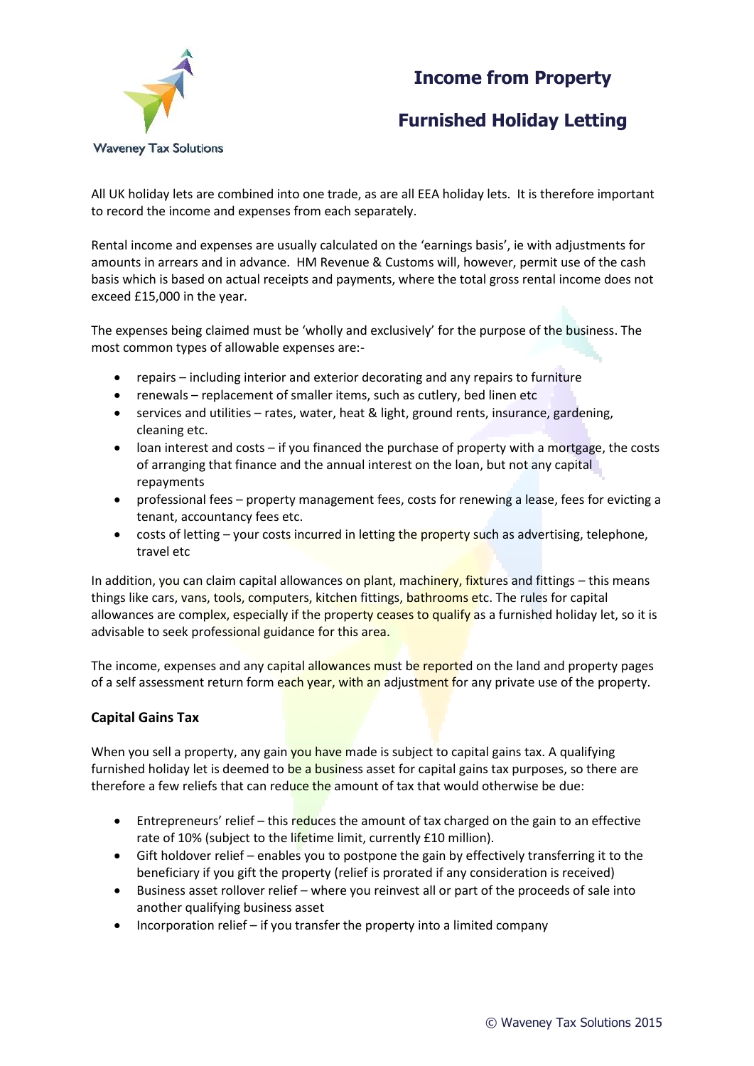# Income from Property

## Furnished Holiday Letting

All UK holiday lets are combined into one trade, as are all EEA holiday lets. It is therefore important to record the income and expenses from each separately.

Rental income and expenses are usually calculated on the 'earnings basis', ie with adjustments for amounts in arrears and in advance. HM Revenue & Customs will, however, permit use of the cash basis which is based on actual receipts and payments, where the total gross rental income does not exceed £15,000 in the year.

The expenses being claimed must be 'wholly and exclusively' for the purpose of the business. The most common types of allowable expenses are:-

- repairs – including interior and exterior decorating and any repairs to furniture
- renewals – replacement of smaller items, such as cutlery, bed linen etc
- services and utilities – rates, water, heat & light, ground rents, insurance, gardening, cleaning etc.
- loan interest and costs – if you financed the purchase of property with a mortgage, the costs of arranging that finance and the annual interest on the loan, but not any capital repayments
- professional fees – property management fees, costs for renewing a lease, fees for evicting a tenant, accountancy fees etc.
- costs of letting – your costs incurred in letting the property such as advertising, telephone, travel etc

In addition, you can claim capital allowances on plant, machinery, fixtures and fittings – this means things like cars, vans, tools, computers, kitchen fittings, bathrooms etc. The rules for capital allowances are complex, especially if the property ceases to qualify as a furnished holiday let, so it is advisable to seek professional guidance for this area.

The income, expenses and any capital allowances must be reported on the land and property pages of a self assessment return form each year, with an adjustment for any private use of the property.

### Capital Gains Tax

When you sell a property, any gain you have made is subject to capital gains tax. A qualifying furnished holiday let is deemed to be a business asset for capital gains tax purposes, so there are therefore a few reliefs that can reduce the amount of tax that would otherwise be due:

- Entrepreneurs' relief – this reduces the amount of tax charged on the gain to an effective rate of 10% (subject to the lifetime limit, currently £10 million).
- Gift holdover relief – enables you to postpone the gain by effectively transferring it to the beneficiary if you gift the property (relief is prorated if any consideration is received)
- Business asset rollover relief – where you reinvest all or part of the proceeds of sale into another qualifying business asset
- Incorporation relief – if you transfer the property into a limited company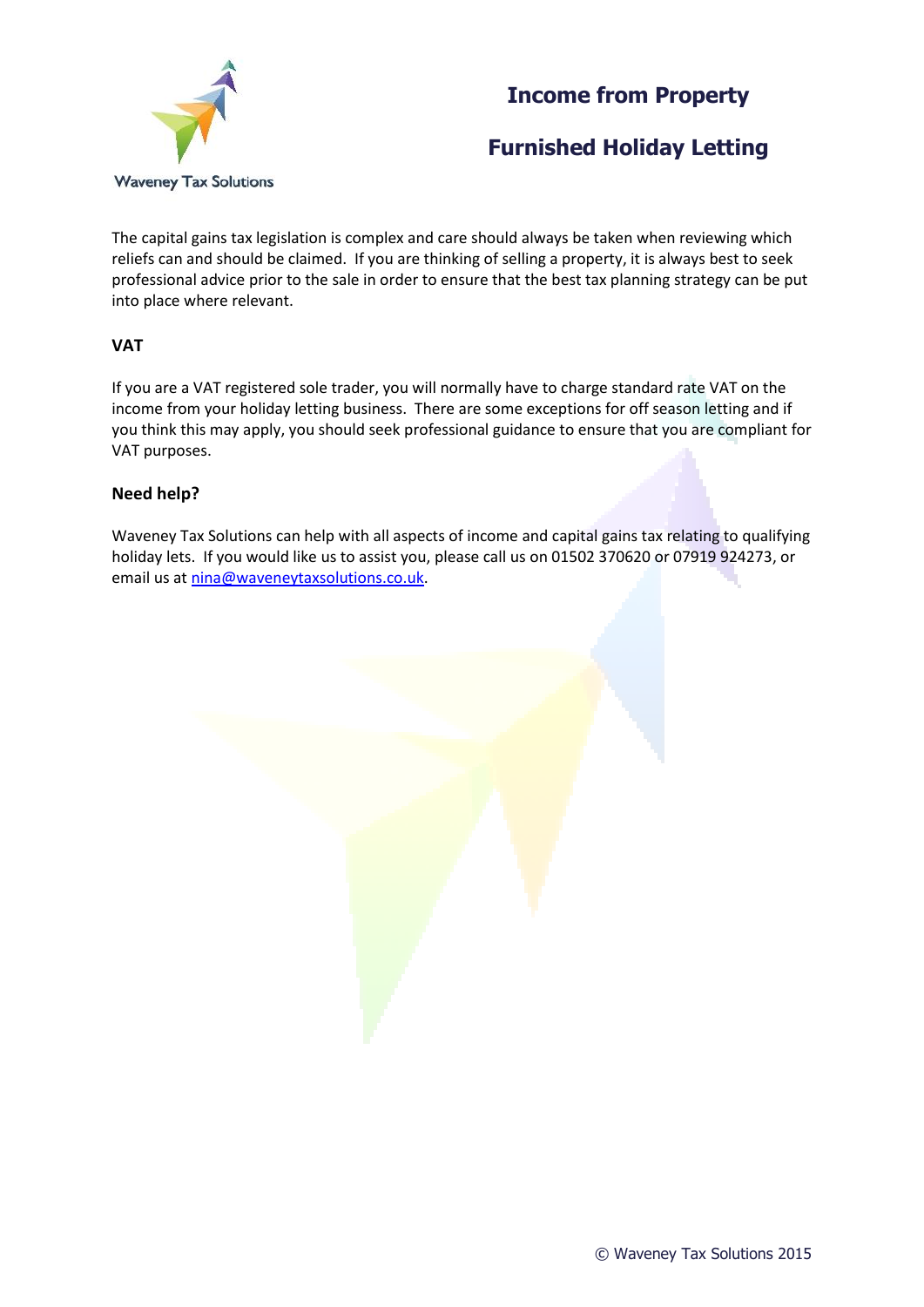The capital gains tax legislation is complex and care should always be taken when reviewing which reliefs can and should be claimed. If you are thinking of selling a property, it is always best to seek professional advice prior to the sale in order to ensure that the best tax planning strategy can be put into place where relevant.

## VAT

If you are a VAT registered sole trader, you will normally have to charge standard rate VAT on the income from your holiday letting business. There are some exceptions for off season letting and if you think this may apply, you should seek professional guidance to ensure that you are compliant for VAT purposes.

## Need help?

Waveney Tax Solutions can help with all aspects of income and capital gains tax relating to qualifying holiday lets. If you would like us to assist you, please call us on 01502 370620 or 07919 924273, or email us at nina@waveneytaxsolutions.co.uk.

© Waveney Tax Solutions 2015